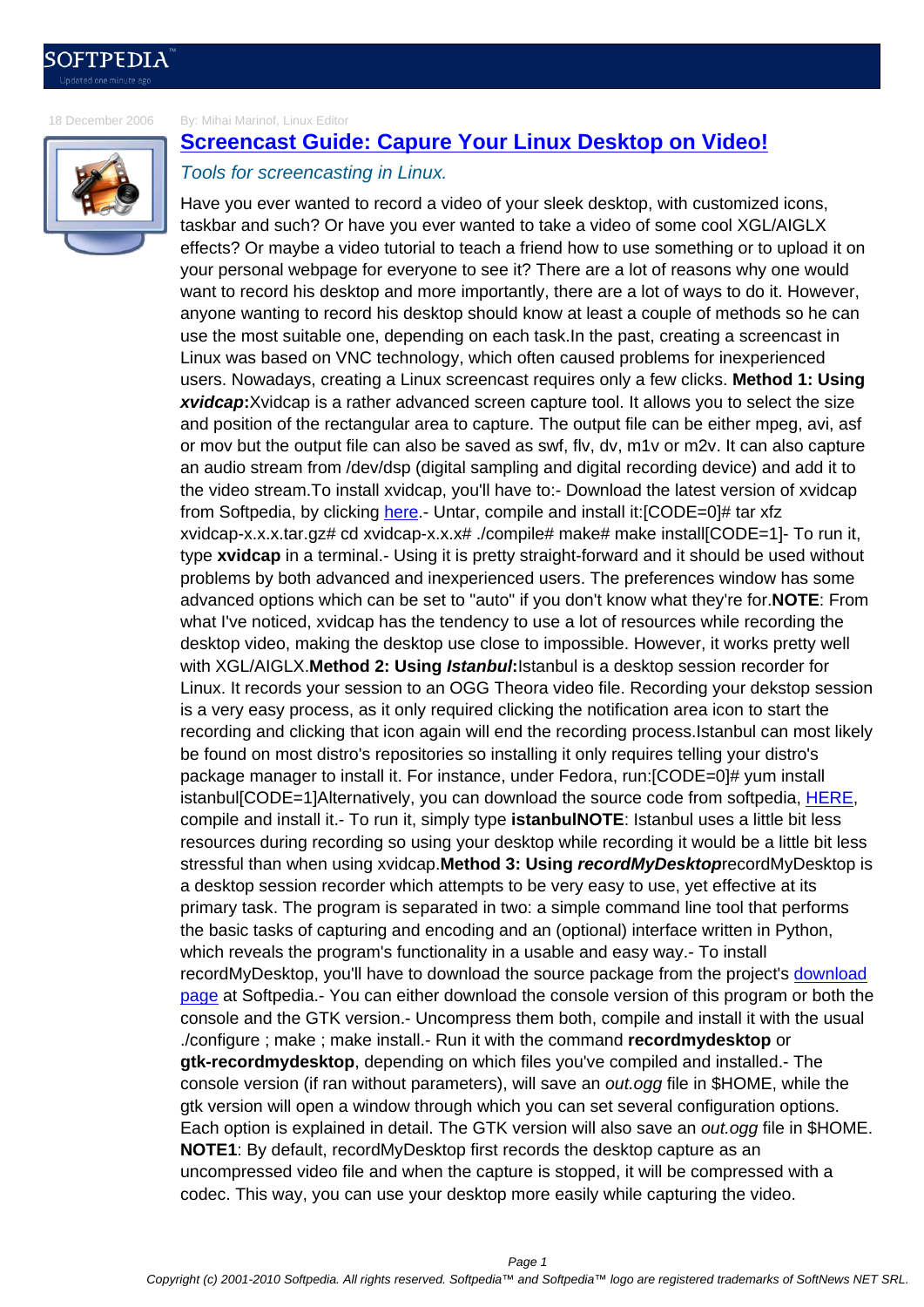18 December 2006

By: Mihai Marinof, Linux Editor

# Screencast Guide: Capure Your Linux Desktop on Video!

*Tools for screencasting in Linux.*

Have you ever wanted to record a video of your sleek desktop, with customized icons, taskbar and such? Or have you ever wanted to take a video of some cool XGL/AIGLX effects? Or maybe a video tutorial to teach a friend how to use something or to upload it on your personal webpage for everyone to see it? There are a lot of reasons why one would want to record his desktop and more importantly, there are a lot of ways to do it. However, anyone wanting to record his desktop should know at least a couple of methods so he can use the most suitable one, depending on each task.In the past, creating a screencast in Linux was based on VNC technology, which often caused problems for inexperienced users. Nowadays, creating a Linux screencast requires only a few clicks. **Method 1: Using *xvidcap*:**Xvidcap is a rather advanced screen capture tool. It allows you to select the size and position of the rectangular area to capture. The output file can be either mpeg, avi, asf or mov but the output file can also be saved as swf, flv, dv, m1v or m2v. It can also capture an audio stream from /dev/dsp (digital sampling and digital recording device) and add it to the video stream.To install xvidcap, you'll have to:- Download the latest version of xvidcap from Softpedia, by clicking here.- Untar, compile and install it:[CODE=0]# tar xfz xvidcap-x.x.x.tar.gz# cd xvidcap-x.x.x# ./compile# make# make install[CODE=1]- To run it, type **xvidcap** in a terminal.- Using it is pretty straight-forward and it should be used without problems by both advanced and inexperienced users. The preferences window has some advanced options which can be set to "auto" if you don't know what they're for.**NOTE**: From what I've noticed, xvidcap has the tendency to use a lot of resources while recording the desktop video, making the desktop use close to impossible. However, it works pretty well with XGL/AIGLX.**Method 2: Using *Istanbul*:**Istanbul is a desktop session recorder for Linux. It records your session to an OGG Theora video file. Recording your dekstop session is a very easy process, as it only required clicking the notification area icon to start the recording and clicking that icon again will end the recording process.Istanbul can most likely be found on most distro's repositories so installing it only requires telling your distro's package manager to install it. For instance, under Fedora, run:[CODE=0]# yum install istanbul[CODE=1]Alternatively, you can download the source code from softpedia, HERE, compile and install it.- To run it, simply type **istanbulNOTE**: Istanbul uses a little bit less resources during recording so using your desktop while recording it would be a little bit less stressful than when using xvidcap.**Method 3: Using *recordMyDesktop***recordMyDesktop is a desktop session recorder which attempts to be very easy to use, yet effective at its primary task. The program is separated in two: a simple command line tool that performs the basic tasks of capturing and encoding and an (optional) interface written in Python, which reveals the program's functionality in a usable and easy way.- To install recordMyDesktop, you'll have to download the source package from the project's download page at Softpedia.- You can either download the console version of this program or both the console and the GTK version.- Uncompress them both, compile and install it with the usual ./configure ; make ; make install.- Run it with the command **recordmydesktop** or **gtk-recordmydesktop**, depending on which files you've compiled and installed.- The console version (if ran without parameters), will save an *out.ogg* file in $HOME, while the gtk version will open a window through which you can set several configuration options. Each option is explained in detail. The GTK version will also save an *out.ogg* file in $HOME. **NOTE1**: By default, recordMyDesktop first records the desktop capture as an uncompressed video file and when the capture is stopped, it will be compressed with a codec. This way, you can use your desktop more easily while capturing the video.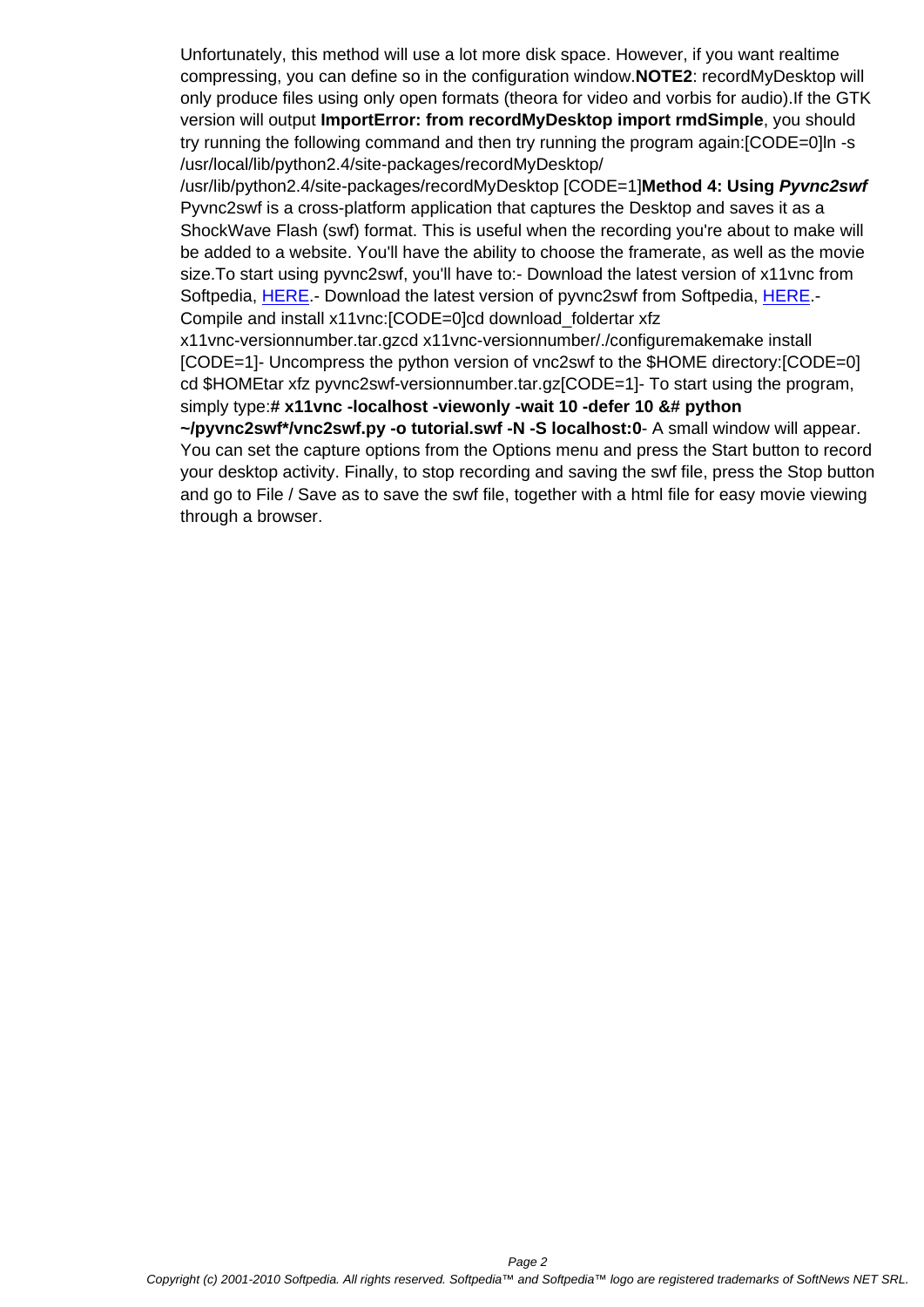Unfortunately, this method will use a lot more disk space. However, if you want realtime compressing, you can define so in the configuration window.**NOTE2**: recordMyDesktop will only produce files using only open formats (theora for video and vorbis for audio).If the GTK version will output **ImportError: from recordMyDesktop import rmdSimple**, you should try running the following command and then try running the program again:[CODE=0]ln -s /usr/local/lib/python2.4/site-packages/recordMyDesktop/ /usr/lib/python2.4/site-packages/recordMyDesktop [CODE=1]**Method 4: Using *Pyvnc2swf*** Pyvnc2swf is a cross-platform application that captures the Desktop and saves it as a ShockWave Flash (swf) format. This is useful when the recording you're about to make will be added to a website. You'll have the ability to choose the framerate, as well as the movie size.To start using pyvnc2swf, you'll have to:- Download the latest version of x11vnc from Softpedia, HERE.- Download the latest version of pyvnc2swf from Softpedia, HERE.- Compile and install x11vnc:[CODE=0]cd download_foldertar xfz x11vnc-versionnumber.tar.gzcd x11vnc-versionnumber/./configuremakemake install [CODE=1]- Uncompress the python version of vnc2swf to the $HOME directory:[CODE=0] cd $HOMEtar xfz pyvnc2swf-versionnumber.tar.gz[CODE=1]- To start using the program, simply type:**# x11vnc -localhost -viewonly -wait 10 -defer 10 &# python ~/pyvnc2swf*/vnc2swf.py -o tutorial.swf -N -S localhost:0**- A small window will appear. You can set the capture options from the Options menu and press the Start button to record your desktop activity. Finally, to stop recording and saving the swf file, press the Stop button and go to File / Save as to save the swf file, together with a html file for easy movie viewing through a browser.